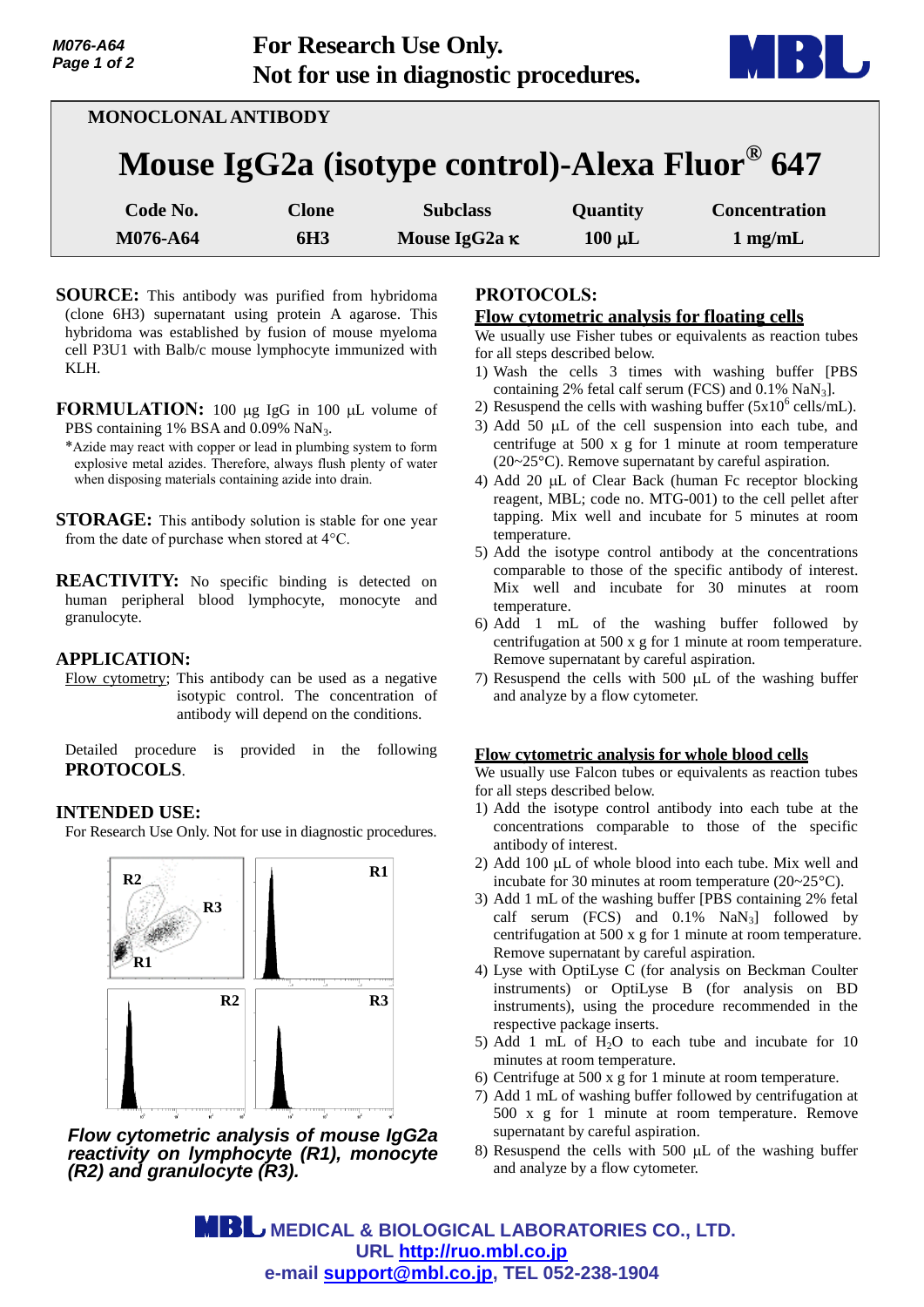**For Research Use Only.**
**Not for use in diagnostic procedures.**

MONOCLONAL ANTIBODY

# Mouse IgG2a (isotype control)-Alexa Fluor® 647

| Code No. | Clone | Subclass | Quantity | Concentration |
|---|---|---|---|---|
| M076-A64 | 6H3 | Mouse IgG2a κ | 100 μL | 1 mg/mL |

**SOURCE:** This antibody was purified from hybridoma (clone 6H3) supernatant using protein A agarose. This hybridoma was established by fusion of mouse myeloma cell P3U1 with Balb/c mouse lymphocyte immunized with KLH.

**FORMULATION:** 100 μg IgG in 100 μL volume of PBS containing 1% BSA and 0.09% $NaN_3$.

*Azide may react with copper or lead in plumbing system to form explosive metal azides. Therefore, always flush plenty of water when disposing materials containing azide into drain.

**STORAGE:** This antibody solution is stable for one year from the date of purchase when stored at 4°C.

**REACTIVITY:** No specific binding is detected on human peripheral blood lymphocyte, monocyte and granulocyte.

**APPLICATION:**

Flow cytometry; This antibody can be used as a negative isotypic control. The concentration of antibody will depend on the conditions.

Detailed procedure is provided in the following **PROTOCOLS**.

**INTENDED USE:**

For Research Use Only. Not for use in diagnostic procedures.

*Flow cytometric analysis of mouse IgG2a reactivity on lymphocyte (R1), monocyte (R2) and granulocyte (R3).*

**PROTOCOLS:**

**Flow cytometric analysis for floating cells**

We usually use Fisher tubes or equivalents as reaction tubes for all steps described below.

1) Wash the cells 3 times with washing buffer [PBS containing 2% fetal calf serum (FCS) and 0.1% $NaN_3$].
2) Resuspend the cells with washing buffer ($5x10^6$ cells/mL).
3) Add 50 μL of the cell suspension into each tube, and centrifuge at 500 x g for 1 minute at room temperature (20~25°C). Remove supernatant by careful aspiration.
4) Add 20 μL of Clear Back (human Fc receptor blocking reagent, MBL; code no. MTG-001) to the cell pellet after tapping. Mix well and incubate for 5 minutes at room temperature.
5) Add the isotype control antibody at the concentrations comparable to those of the specific antibody of interest. Mix well and incubate for 30 minutes at room temperature.
6) Add 1 mL of the washing buffer followed by centrifugation at 500 x g for 1 minute at room temperature. Remove supernatant by careful aspiration.
7) Resuspend the cells with 500 μL of the washing buffer and analyze by a flow cytometer.

**Flow cytometric analysis for whole blood cells**

We usually use Falcon tubes or equivalents as reaction tubes for all steps described below.

1) Add the isotype control antibody into each tube at the concentrations comparable to those of the specific antibody of interest.
2) Add 100 μL of whole blood into each tube. Mix well and incubate for 30 minutes at room temperature (20~25°C).
3) Add 1 mL of the washing buffer [PBS containing 2% fetal calf serum (FCS) and 0.1% $NaN_3$] followed by centrifugation at 500 x g for 1 minute at room temperature. Remove supernatant by careful aspiration.
4) Lyse with OptiLyse C (for analysis on Beckman Coulter instruments) or OptiLyse B (for analysis on BD instruments), using the procedure recommended in the respective package inserts.
5) Add 1 mL of $H_2O$ to each tube and incubate for 10 minutes at room temperature.
6) Centrifuge at 500 x g for 1 minute at room temperature.
7) Add 1 mL of washing buffer followed by centrifugation at 500 x g for 1 minute at room temperature. Remove supernatant by careful aspiration.
8) Resuspend the cells with 500 μL of the washing buffer and analyze by a flow cytometer.

**MEDICAL & BIOLOGICAL LABORATORIES CO., LTD.**
URL http://ruo.mbl.co.jp
e-mail support@mbl.co.jp, TEL 052-238-1904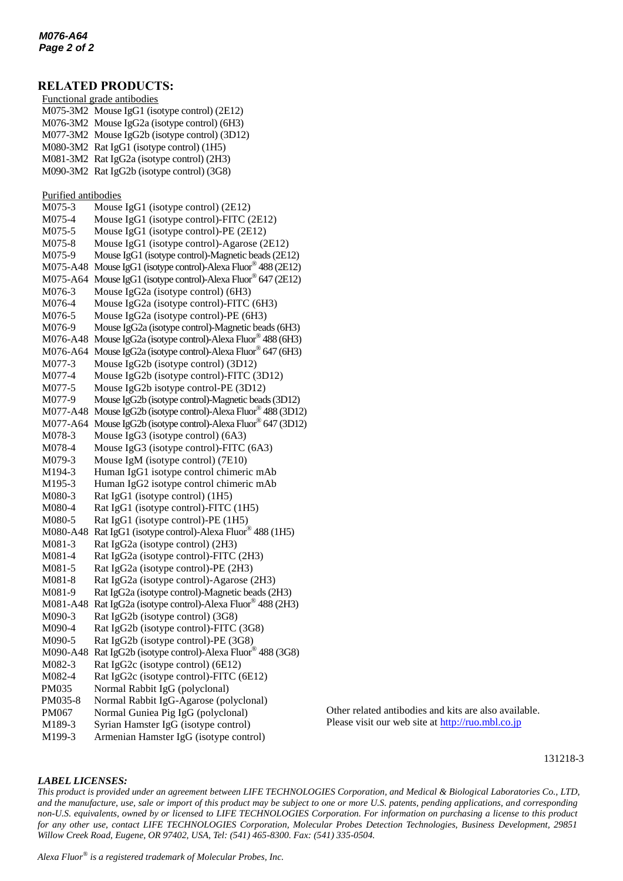## RELATED PRODUCTS:

Functional grade antibodies

| | |
|---|---|
| M075-3M2 | Mouse IgG1 (isotype control) (2E12) |
| M076-3M2 | Mouse IgG2a (isotype control) (6H3) |
| M077-3M2 | Mouse IgG2b (isotype control) (3D12) |
| M080-3M2 | Rat IgG1 (isotype control) (1H5) |
| M081-3M2 | Rat IgG2a (isotype control) (2H3) |
| M090-3M2 | Rat IgG2b (isotype control) (3G8) |

Purified antibodies

| | |
|---|---|
| M075-3 | Mouse IgG1 (isotype control) (2E12) |
| M075-4 | Mouse IgG1 (isotype control)-FITC (2E12) |
| M075-5 | Mouse IgG1 (isotype control)-PE (2E12) |
| M075-8 | Mouse IgG1 (isotype control)-Agarose (2E12) |
| M075-9 | Mouse IgG1 (isotype control)-Magnetic beads (2E12) |
| M075-A48 | Mouse IgG1 (isotype control)-Alexa Fluor® 488 (2E12) |
| M075-A64 | Mouse IgG1 (isotype control)-Alexa Fluor® 647 (2E12) |
| M076-3 | Mouse IgG2a (isotype control) (6H3) |
| M076-4 | Mouse IgG2a (isotype control)-FITC (6H3) |
| M076-5 | Mouse IgG2a (isotype control)-PE (6H3) |
| M076-9 | Mouse IgG2a (isotype control)-Magnetic beads (6H3) |
| M076-A48 | Mouse IgG2a (isotype control)-Alexa Fluor® 488 (6H3) |
| M076-A64 | Mouse IgG2a (isotype control)-Alexa Fluor® 647 (6H3) |
| M077-3 | Mouse IgG2b (isotype control) (3D12) |
| M077-4 | Mouse IgG2b (isotype control)-FITC (3D12) |
| M077-5 | Mouse IgG2b isotype control-PE (3D12) |
| M077-9 | Mouse IgG2b (isotype control)-Magnetic beads (3D12) |
| M077-A48 | Mouse IgG2b (isotype control)-Alexa Fluor® 488 (3D12) |
| M077-A64 | Mouse IgG2b (isotype control)-Alexa Fluor® 647 (3D12) |
| M078-3 | Mouse IgG3 (isotype control) (6A3) |
| M078-4 | Mouse IgG3 (isotype control)-FITC (6A3) |
| M079-3 | Mouse IgM (isotype control) (7E10) |
| M194-3 | Human IgG1 isotype control chimeric mAb |
| M195-3 | Human IgG2 isotype control chimeric mAb |
| M080-3 | Rat IgG1 (isotype control) (1H5) |
| M080-4 | Rat IgG1 (isotype control)-FITC (1H5) |
| M080-5 | Rat IgG1 (isotype control)-PE (1H5) |
| M080-A48 | Rat IgG1 (isotype control)-Alexa Fluor® 488 (1H5) |
| M081-3 | Rat IgG2a (isotype control) (2H3) |
| M081-4 | Rat IgG2a (isotype control)-FITC (2H3) |
| M081-5 | Rat IgG2a (isotype control)-PE (2H3) |
| M081-8 | Rat IgG2a (isotype control)-Agarose (2H3) |
| M081-9 | Rat IgG2a (isotype control)-Magnetic beads (2H3) |
| M081-A48 | Rat IgG2a (isotype control)-Alexa Fluor® 488 (2H3) |
| M090-3 | Rat IgG2b (isotype control) (3G8) |
| M090-4 | Rat IgG2b (isotype control)-FITC (3G8) |
| M090-5 | Rat IgG2b (isotype control)-PE (3G8) |
| M090-A48 | Rat IgG2b (isotype control)-Alexa Fluor® 488 (3G8) |
| M082-3 | Rat IgG2c (isotype control) (6E12) |
| M082-4 | Rat IgG2c (isotype control)-FITC (6E12) |
| PM035 | Normal Rabbit IgG (polyclonal) |
| PM035-8 | Normal Rabbit IgG-Agarose (polyclonal) |
| PM067 | Normal Guniea Pig IgG (polyclonal) |
| M189-3 | Syrian Hamster IgG (isotype control) |
| M199-3 | Armenian Hamster IgG (isotype control) |

Other related antibodies and kits are also available.
Please visit our web site at http://ruo.mbl.co.jp

131218-3

### *LABEL LICENSES:*

*This product is provided under an agreement between LIFE TECHNOLOGIES Corporation, and Medical & Biological Laboratories Co., LTD, and the manufacture, use, sale or import of this product may be subject to one or more U.S. patents, pending applications, and corresponding non-U.S. equivalents, owned by or licensed to LIFE TECHNOLOGIES Corporation. For information on purchasing a license to this product for any other use, contact LIFE TECHNOLOGIES Corporation, Molecular Probes Detection Technologies, Business Development, 29851 Willow Creek Road, Eugene, OR 97402, USA, Tel: (541) 465-8300. Fax: (541) 335-0504.*

*Alexa Fluor® is a registered trademark of Molecular Probes, Inc.*